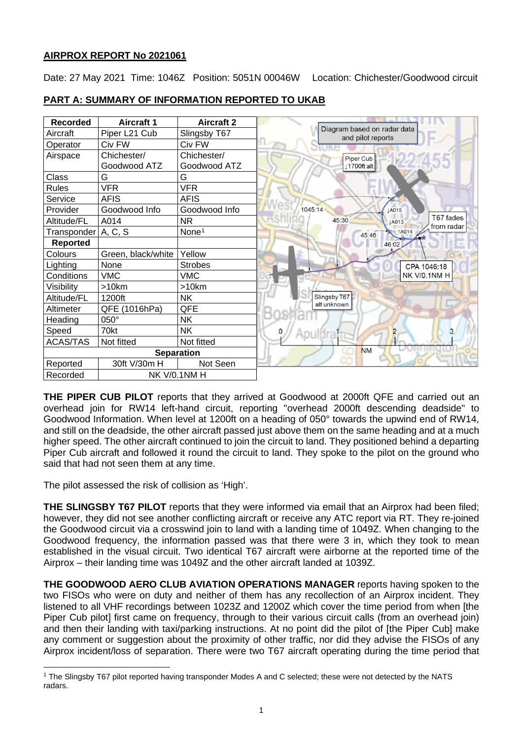## AIRPROX REPORT No 2021061

Date: 27 May 2021 Time: 1046Z Position: 5051N 00046W Location: Chichester/Goodwood circuit

## PART A: SUMMARY OF INFORMATION REPORTED TO UKAB

| Recorded | Aircraft 1 | Aircraft 2 |
|---|---|---|
| Aircraft | Piper L21 Cub | Slingsby T67 |
| Operator | Civ FW | Civ FW |
| Airspace | Chichester/ Goodwood ATZ | Chichester/ Goodwood ATZ |
| Class | G | G |
| Rules | VFR | VFR |
| Service | AFIS | AFIS |
| Provider | Goodwood Info | Goodwood Info |
| Altitude/FL | A014 | NR |
| Transponder | A, C, S | None[1] |
| **Reported** | | |
| Colours | Green, black/white | Yellow |
| Lighting | None | Strobes |
| Conditions | VMC | VMC |
| Visibility | >10km | >10km |
| Altitude/FL | 1200ft | NK |
| Altimeter | QFE (1016hPa) | QFE |
| Heading | 050° | NK |
| Speed | 70kt | NK |
| ACAS/TAS | Not fitted | Not fitted |
| **Separation** | | |
| Reported | 30ft V/30m H | Not Seen |
| Recorded | NK V/0.1NM H | |

Diagram based on radar data and pilot reports

**THE PIPER CUB PILOT** reports that they arrived at Goodwood at 2000ft QFE and carried out an overhead join for RW14 left-hand circuit, reporting "overhead 2000ft descending deadside" to Goodwood Information. When level at 1200ft on a heading of 050° towards the upwind end of RW14, and still on the deadside, the other aircraft passed just above them on the same heading and at a much higher speed. The other aircraft continued to join the circuit to land. They positioned behind a departing Piper Cub aircraft and followed it round the circuit to land. They spoke to the pilot on the ground who said that had not seen them at any time.

The pilot assessed the risk of collision as 'High'.

**THE SLINGSBY T67 PILOT** reports that they were informed via email that an Airprox had been filed; however, they did not see another conflicting aircraft or receive any ATC report via RT. They re-joined the Goodwood circuit via a crosswind join to land with a landing time of 1049Z. When changing to the Goodwood frequency, the information passed was that there were 3 in, which they took to mean established in the visual circuit. Two identical T67 aircraft were airborne at the reported time of the Airprox – their landing time was 1049Z and the other aircraft landed at 1039Z.

**THE GOODWOOD AERO CLUB AVIATION OPERATIONS MANAGER** reports having spoken to the two FISOs who were on duty and neither of them has any recollection of an Airprox incident. They listened to all VHF recordings between 1023Z and 1200Z which cover the time period from when [the Piper Cub pilot] first came on frequency, through to their various circuit calls (from an overhead join) and then their landing with taxi/parking instructions. At no point did the pilot of [the Piper Cub] make any comment or suggestion about the proximity of other traffic, nor did they advise the FISOs of any Airprox incident/loss of separation. There were two T67 aircraft operating during the time period that

[1] The Slingsby T67 pilot reported having transponder Modes A and C selected; these were not detected by the NATS radars.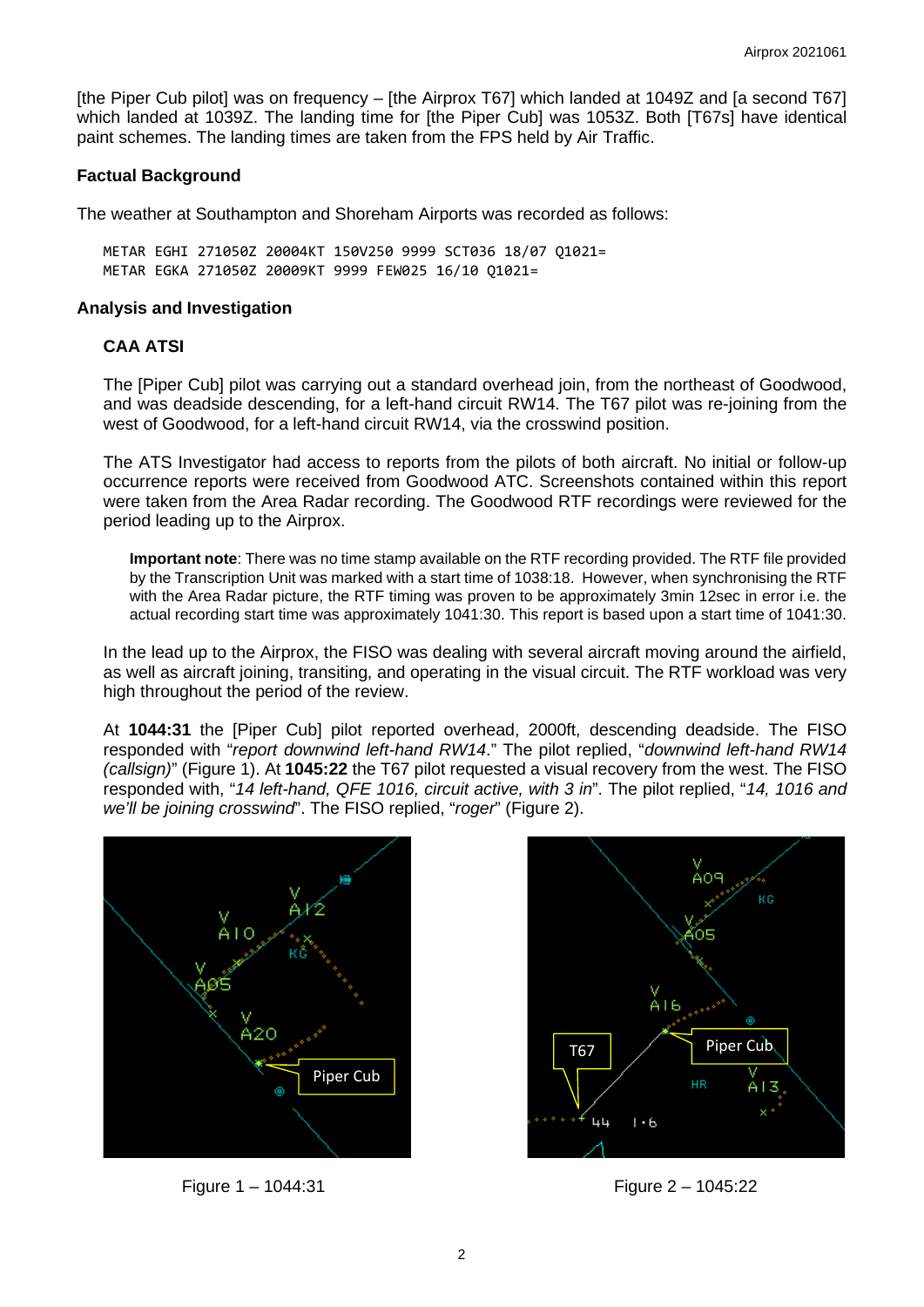[the Piper Cub pilot] was on frequency – [the Airprox T67] which landed at 1049Z and [a second T67] which landed at 1039Z. The landing time for [the Piper Cub] was 1053Z. Both [T67s] have identical paint schemes. The landing times are taken from the FPS held by Air Traffic.

### Factual Background

The weather at Southampton and Shoreham Airports was recorded as follows:

```
METAR EGHI 271050Z 20004KT 150V250 9999 SCT036 18/07 Q1021=
METAR EGKA 271050Z 20009KT 9999 FEW025 16/10 Q1021=
```

### Analysis and Investigation

#### CAA ATSI

The [Piper Cub] pilot was carrying out a standard overhead join, from the northeast of Goodwood, and was deadside descending, for a left-hand circuit RW14. The T67 pilot was re-joining from the west of Goodwood, for a left-hand circuit RW14, via the crosswind position.

The ATS Investigator had access to reports from the pilots of both aircraft. No initial or follow-up occurrence reports were received from Goodwood ATC. Screenshots contained within this report were taken from the Area Radar recording. The Goodwood RTF recordings were reviewed for the period leading up to the Airprox.

> **Important note**: There was no time stamp available on the RTF recording provided. The RTF file provided by the Transcription Unit was marked with a start time of 1038:18. However, when synchronising the RTF with the Area Radar picture, the RTF timing was proven to be approximately 3min 12sec in error i.e. the actual recording start time was approximately 1041:30. This report is based upon a start time of 1041:30.

In the lead up to the Airprox, the FISO was dealing with several aircraft moving around the airfield, as well as aircraft joining, transiting, and operating in the visual circuit. The RTF workload was very high throughout the period of the review.

At **1044:31** the [Piper Cub] pilot reported overhead, 2000ft, descending deadside. The FISO responded with "*report downwind left-hand RW14.*" The pilot replied, "*downwind left-hand RW14 (callsign)*" (Figure 1). At **1045:22** the T67 pilot requested a visual recovery from the west. The FISO responded with, "*14 left-hand, QFE 1016, circuit active, with 3 in*". The pilot replied, "*14, 1016 and we'll be joining crosswind*". The FISO replied, "*roger*" (Figure 2).

Figure 1 – 1044:31

Figure 2 – 1045:22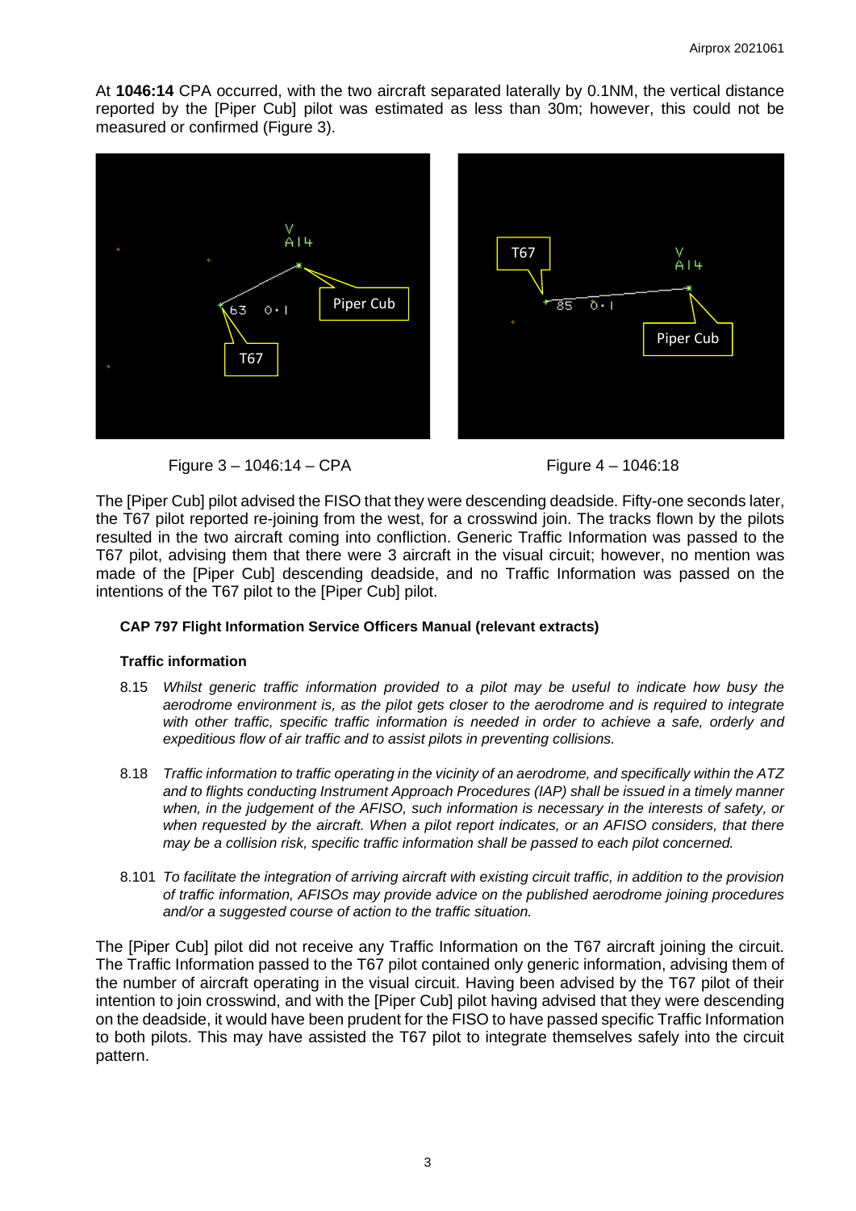At **1046:14** CPA occurred, with the two aircraft separated laterally by 0.1NM, the vertical distance reported by the [Piper Cub] pilot was estimated as less than 30m; however, this could not be measured or confirmed (Figure 3).

Figure 3 – 1046:14 – CPA

Figure 4 – 1046:18

The [Piper Cub] pilot advised the FISO that they were descending deadside. Fifty-one seconds later, the T67 pilot reported re-joining from the west, for a crosswind join. The tracks flown by the pilots resulted in the two aircraft coming into confliction. Generic Traffic Information was passed to the T67 pilot, advising them that there were 3 aircraft in the visual circuit; however, no mention was made of the [Piper Cub] descending deadside, and no Traffic Information was passed on the intentions of the T67 pilot to the [Piper Cub] pilot.

**CAP 797 Flight Information Service Officers Manual (relevant extracts)**

**Traffic information**

8.15 *Whilst generic traffic information provided to a pilot may be useful to indicate how busy the aerodrome environment is, as the pilot gets closer to the aerodrome and is required to integrate with other traffic, specific traffic information is needed in order to achieve a safe, orderly and expeditious flow of air traffic and to assist pilots in preventing collisions.*

8.18 *Traffic information to traffic operating in the vicinity of an aerodrome, and specifically within the ATZ and to flights conducting Instrument Approach Procedures (IAP) shall be issued in a timely manner when, in the judgement of the AFISO, such information is necessary in the interests of safety, or when requested by the aircraft. When a pilot report indicates, or an AFISO considers, that there may be a collision risk, specific traffic information shall be passed to each pilot concerned.*

8.101 *To facilitate the integration of arriving aircraft with existing circuit traffic, in addition to the provision of traffic information, AFISOs may provide advice on the published aerodrome joining procedures and/or a suggested course of action to the traffic situation.*

The [Piper Cub] pilot did not receive any Traffic Information on the T67 aircraft joining the circuit. The Traffic Information passed to the T67 pilot contained only generic information, advising them of the number of aircraft operating in the visual circuit. Having been advised by the T67 pilot of their intention to join crosswind, and with the [Piper Cub] pilot having advised that they were descending on the deadside, it would have been prudent for the FISO to have passed specific Traffic Information to both pilots. This may have assisted the T67 pilot to integrate themselves safely into the circuit pattern.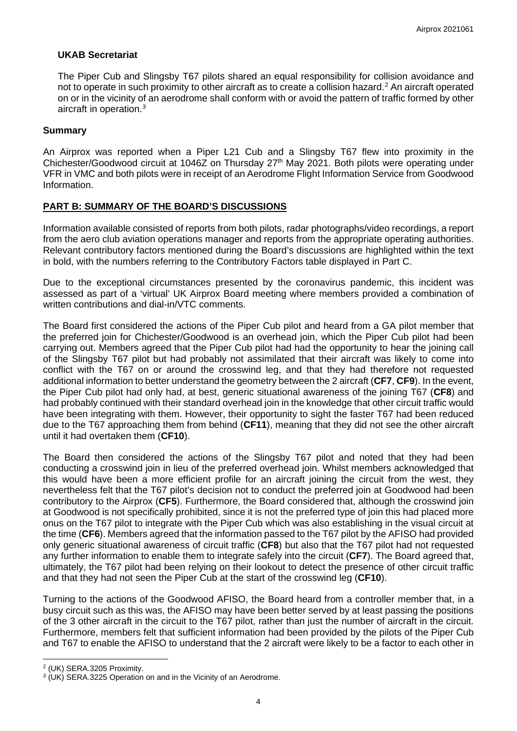## UKAB Secretariat

The Piper Cub and Slingsby T67 pilots shared an equal responsibility for collision avoidance and not to operate in such proximity to other aircraft as to create a collision hazard.[2] An aircraft operated on or in the vicinity of an aerodrome shall conform with or avoid the pattern of traffic formed by other aircraft in operation.[3]

## Summary

An Airprox was reported when a Piper L21 Cub and a Slingsby T67 flew into proximity in the Chichester/Goodwood circuit at 1046Z on Thursday 27th May 2021. Both pilots were operating under VFR in VMC and both pilots were in receipt of an Aerodrome Flight Information Service from Goodwood Information.

## PART B: SUMMARY OF THE BOARD'S DISCUSSIONS

Information available consisted of reports from both pilots, radar photographs/video recordings, a report from the aero club aviation operations manager and reports from the appropriate operating authorities. Relevant contributory factors mentioned during the Board's discussions are highlighted within the text in bold, with the numbers referring to the Contributory Factors table displayed in Part C.

Due to the exceptional circumstances presented by the coronavirus pandemic, this incident was assessed as part of a 'virtual' UK Airprox Board meeting where members provided a combination of written contributions and dial-in/VTC comments.

The Board first considered the actions of the Piper Cub pilot and heard from a GA pilot member that the preferred join for Chichester/Goodwood is an overhead join, which the Piper Cub pilot had been carrying out. Members agreed that the Piper Cub pilot had had the opportunity to hear the joining call of the Slingsby T67 pilot but had probably not assimilated that their aircraft was likely to come into conflict with the T67 on or around the crosswind leg, and that they had therefore not requested additional information to better understand the geometry between the 2 aircraft (**CF7**, **CF9**). In the event, the Piper Cub pilot had only had, at best, generic situational awareness of the joining T67 (**CF8**) and had probably continued with their standard overhead join in the knowledge that other circuit traffic would have been integrating with them. However, their opportunity to sight the faster T67 had been reduced due to the T67 approaching them from behind (**CF11**), meaning that they did not see the other aircraft until it had overtaken them (**CF10**).

The Board then considered the actions of the Slingsby T67 pilot and noted that they had been conducting a crosswind join in lieu of the preferred overhead join. Whilst members acknowledged that this would have been a more efficient profile for an aircraft joining the circuit from the west, they nevertheless felt that the T67 pilot's decision not to conduct the preferred join at Goodwood had been contributory to the Airprox (**CF5**). Furthermore, the Board considered that, although the crosswind join at Goodwood is not specifically prohibited, since it is not the preferred type of join this had placed more onus on the T67 pilot to integrate with the Piper Cub which was also establishing in the visual circuit at the time (**CF6**). Members agreed that the information passed to the T67 pilot by the AFISO had provided only generic situational awareness of circuit traffic (**CF8**) but also that the T67 pilot had not requested any further information to enable them to integrate safely into the circuit (**CF7**). The Board agreed that, ultimately, the T67 pilot had been relying on their lookout to detect the presence of other circuit traffic and that they had not seen the Piper Cub at the start of the crosswind leg (**CF10**).

Turning to the actions of the Goodwood AFISO, the Board heard from a controller member that, in a busy circuit such as this was, the AFISO may have been better served by at least passing the positions of the 3 other aircraft in the circuit to the T67 pilot, rather than just the number of aircraft in the circuit. Furthermore, members felt that sufficient information had been provided by the pilots of the Piper Cub and T67 to enable the AFISO to understand that the 2 aircraft were likely to be a factor to each other in

---

[2] (UK) SERA.3205 Proximity.

[3] (UK) SERA.3225 Operation on and in the Vicinity of an Aerodrome.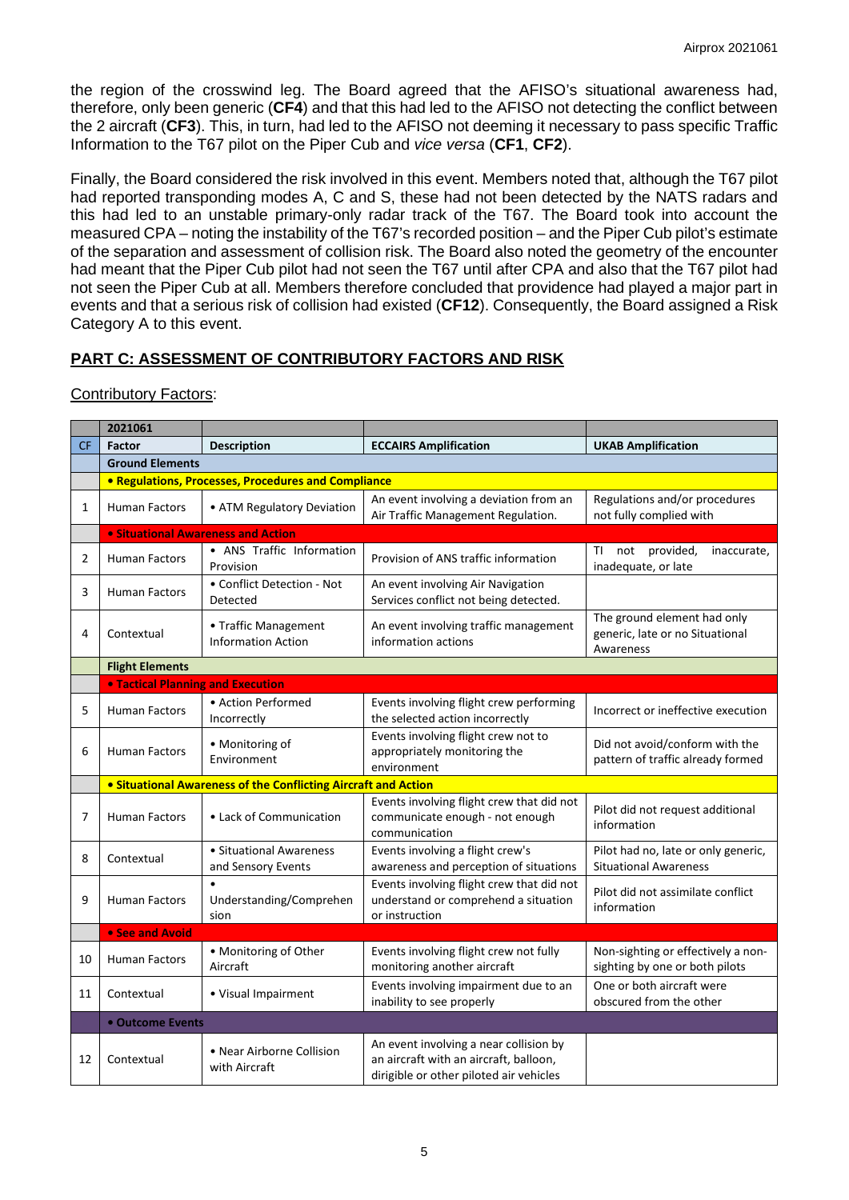the region of the crosswind leg. The Board agreed that the AFISO's situational awareness had, therefore, only been generic (**CF4**) and that this had led to the AFISO not detecting the conflict between the 2 aircraft (**CF3**). This, in turn, had led to the AFISO not deeming it necessary to pass specific Traffic Information to the T67 pilot on the Piper Cub and *vice versa* (**CF1**, **CF2**).

Finally, the Board considered the risk involved in this event. Members noted that, although the T67 pilot had reported transponding modes A, C and S, these had not been detected by the NATS radars and this had led to an unstable primary-only radar track of the T67. The Board took into account the measured CPA – noting the instability of the T67's recorded position – and the Piper Cub pilot's estimate of the separation and assessment of collision risk. The Board also noted the geometry of the encounter had meant that the Piper Cub pilot had not seen the T67 until after CPA and also that the T67 pilot had not seen the Piper Cub at all. Members therefore concluded that providence had played a major part in events and that a serious risk of collision had existed (**CF12**). Consequently, the Board assigned a Risk Category A to this event.

## PART C: ASSESSMENT OF CONTRIBUTORY FACTORS AND RISK

Contributory Factors:

| | 2021061 | | | |
|---|---|---|---|---|
| **CF** | **Factor** | **Description** | **ECCAIRS Amplification** | **UKAB Amplification** |
| | **Ground Elements** | | | |
| | **• Regulations, Processes, Procedures and Compliance** | | | |
| 1 | Human Factors | • ATM Regulatory Deviation | An event involving a deviation from an Air Traffic Management Regulation. | Regulations and/or procedures not fully complied with |
| | **• Situational Awareness and Action** | | | |
| 2 | Human Factors | • ANS Traffic Information Provision | Provision of ANS traffic information | TI not provided, inaccurate, inadequate, or late |
| 3 | Human Factors | • Conflict Detection - Not Detected | An event involving Air Navigation Services conflict not being detected. | |
| 4 | Contextual | • Traffic Management Information Action | An event involving traffic management information actions | The ground element had only generic, late or no Situational Awareness |
| | **Flight Elements** | | | |
| | **• Tactical Planning and Execution** | | | |
| 5 | Human Factors | • Action Performed Incorrectly | Events involving flight crew performing the selected action incorrectly | Incorrect or ineffective execution |
| 6 | Human Factors | • Monitoring of Environment | Events involving flight crew not to appropriately monitoring the environment | Did not avoid/conform with the pattern of traffic already formed |
| | **• Situational Awareness of the Conflicting Aircraft and Action** | | | |
| 7 | Human Factors | • Lack of Communication | Events involving flight crew that did not communicate enough - not enough communication | Pilot did not request additional information |
| 8 | Contextual | • Situational Awareness and Sensory Events | Events involving a flight crew's awareness and perception of situations | Pilot had no, late or only generic, Situational Awareness |
| 9 | Human Factors | • Understanding/Comprehension | Events involving flight crew that did not understand or comprehend a situation or instruction | Pilot did not assimilate conflict information |
| | **• See and Avoid** | | | |
| 10 | Human Factors | • Monitoring of Other Aircraft | Events involving flight crew not fully monitoring another aircraft | Non-sighting or effectively a non-sighting by one or both pilots |
| 11 | Contextual | • Visual Impairment | Events involving impairment due to an inability to see properly | One or both aircraft were obscured from the other |
| | **• Outcome Events** | | | |
| 12 | Contextual | • Near Airborne Collision with Aircraft | An event involving a near collision by an aircraft with an aircraft, balloon, dirigible or other piloted air vehicles | |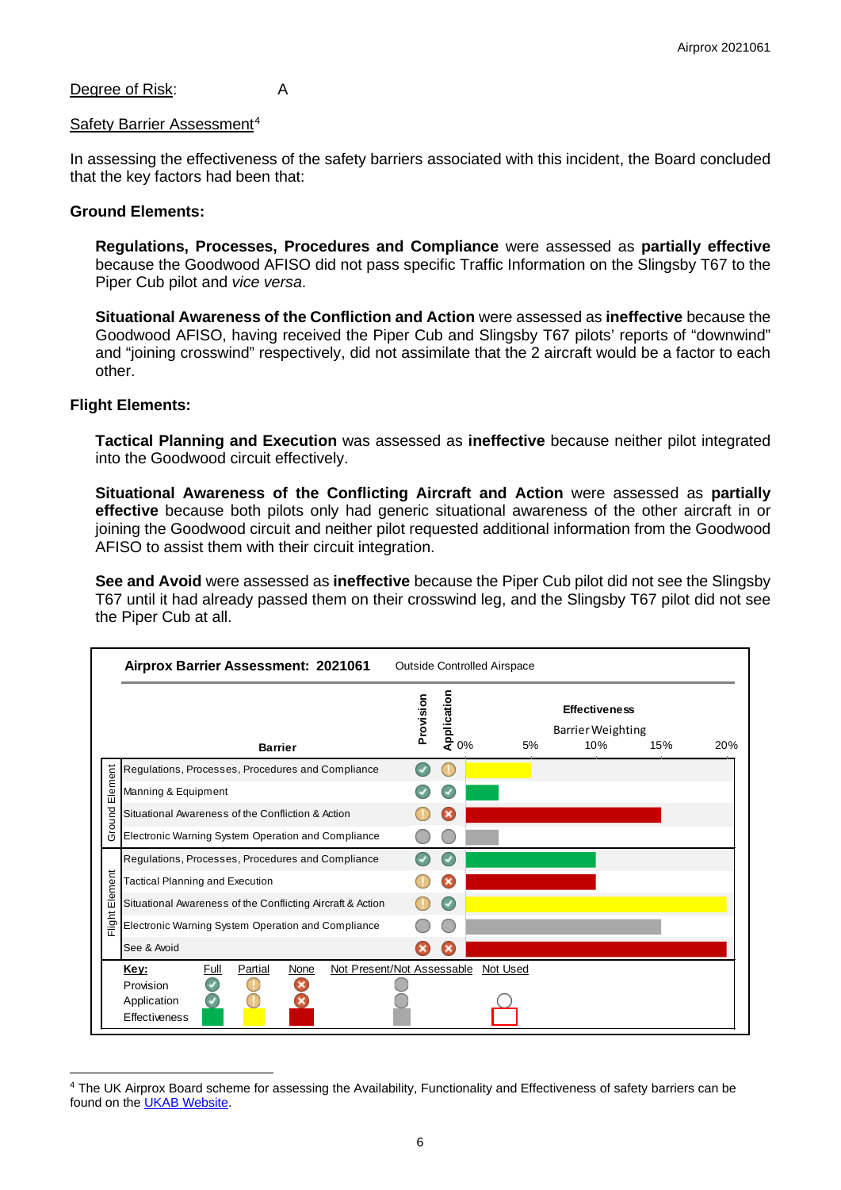Degree of Risk: A

Safety Barrier Assessment[4]

In assessing the effectiveness of the safety barriers associated with this incident, the Board concluded that the key factors had been that:

**Ground Elements:**

**Regulations, Processes, Procedures and Compliance** were assessed as **partially effective** because the Goodwood AFISO did not pass specific Traffic Information on the Slingsby T67 to the Piper Cub pilot and *vice versa*.

**Situational Awareness of the Confliction and Action** were assessed as **ineffective** because the Goodwood AFISO, having received the Piper Cub and Slingsby T67 pilots' reports of "downwind" and "joining crosswind" respectively, did not assimilate that the 2 aircraft would be a factor to each other.

**Flight Elements:**

**Tactical Planning and Execution** was assessed as **ineffective** because neither pilot integrated into the Goodwood circuit effectively.

**Situational Awareness of the Conflicting Aircraft and Action** were assessed as **partially effective** because both pilots only had generic situational awareness of the other aircraft in or joining the Goodwood circuit and neither pilot requested additional information from the Goodwood AFISO to assist them with their circuit integration.

**See and Avoid** were assessed as **ineffective** because the Piper Cub pilot did not see the Slingsby T67 until it had already passed them on their crosswind leg, and the Slingsby T67 pilot did not see the Piper Cub at all.

**Airprox Barrier Assessment: 2021061** Outside Controlled Airspace

Barrier
Provision
Application
Effectiveness
Barrier Weighting
0% 5% 10% 15% 20%

Ground Element
Regulations, Processes, Procedures and Compliance
Manning & Equipment
Situational Awareness of the Confliction & Action
Electronic Warning System Operation and Compliance

Flight Element
Regulations, Processes, Procedures and Compliance
Tactical Planning and Execution
Situational Awareness of the Conflicting Aircraft & Action
Electronic Warning System Operation and Compliance
See & Avoid

Key: Full Partial None Not Present/Not Assessable Not Used
Provision
Application
Effectiveness

---

[4] The UK Airprox Board scheme for assessing the Availability, Functionality and Effectiveness of safety barriers can be found on the [UKAB Website](UKAB Website).